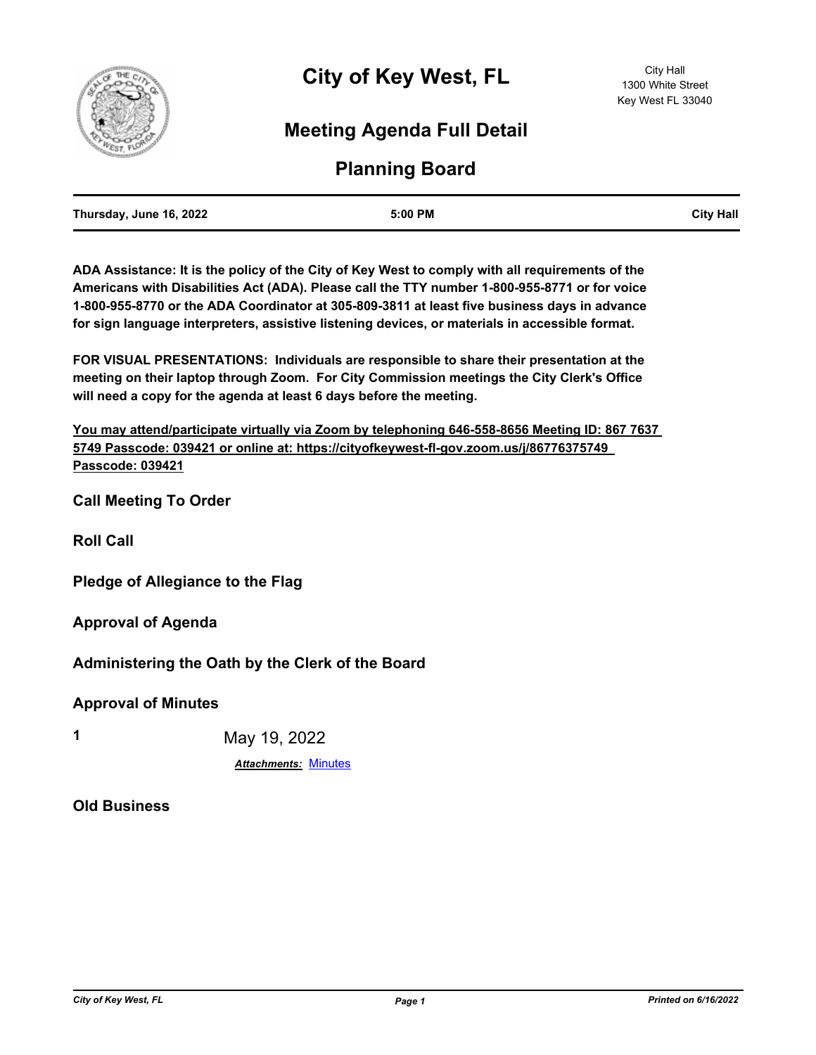# City of Key West, FL

City Hall
1300 White Street
Key West FL 33040

## Meeting Agenda Full Detail

## Planning Board

| Thursday, June 16, 2022 | 5:00 PM | City Hall |
|---|---|---|

**ADA Assistance: It is the policy of the City of Key West to comply with all requirements of the Americans with Disabilities Act (ADA). Please call the TTY number 1-800-955-8771 or for voice 1-800-955-8770 or the ADA Coordinator at 305-809-3811 at least five business days in advance for sign language interpreters, assistive listening devices, or materials in accessible format.**

**FOR VISUAL PRESENTATIONS: Individuals are responsible to share their presentation at the meeting on their laptop through Zoom. For City Commission meetings the City Clerk's Office will need a copy for the agenda at least 6 days before the meeting.**

**You may attend/participate virtually via Zoom by telephoning 646-558-8656 Meeting ID: 867 7637 5749 Passcode: 039421 or online at: https://cityofkeywest-fl-gov.zoom.us/j/86776375749 Passcode: 039421**

### Call Meeting To Order

### Roll Call

### Pledge of Allegiance to the Flag

### Approval of Agenda

### Administering the Oath by the Clerk of the Board

### Approval of Minutes

**1** May 19, 2022

***Attachments:*** Minutes

### Old Business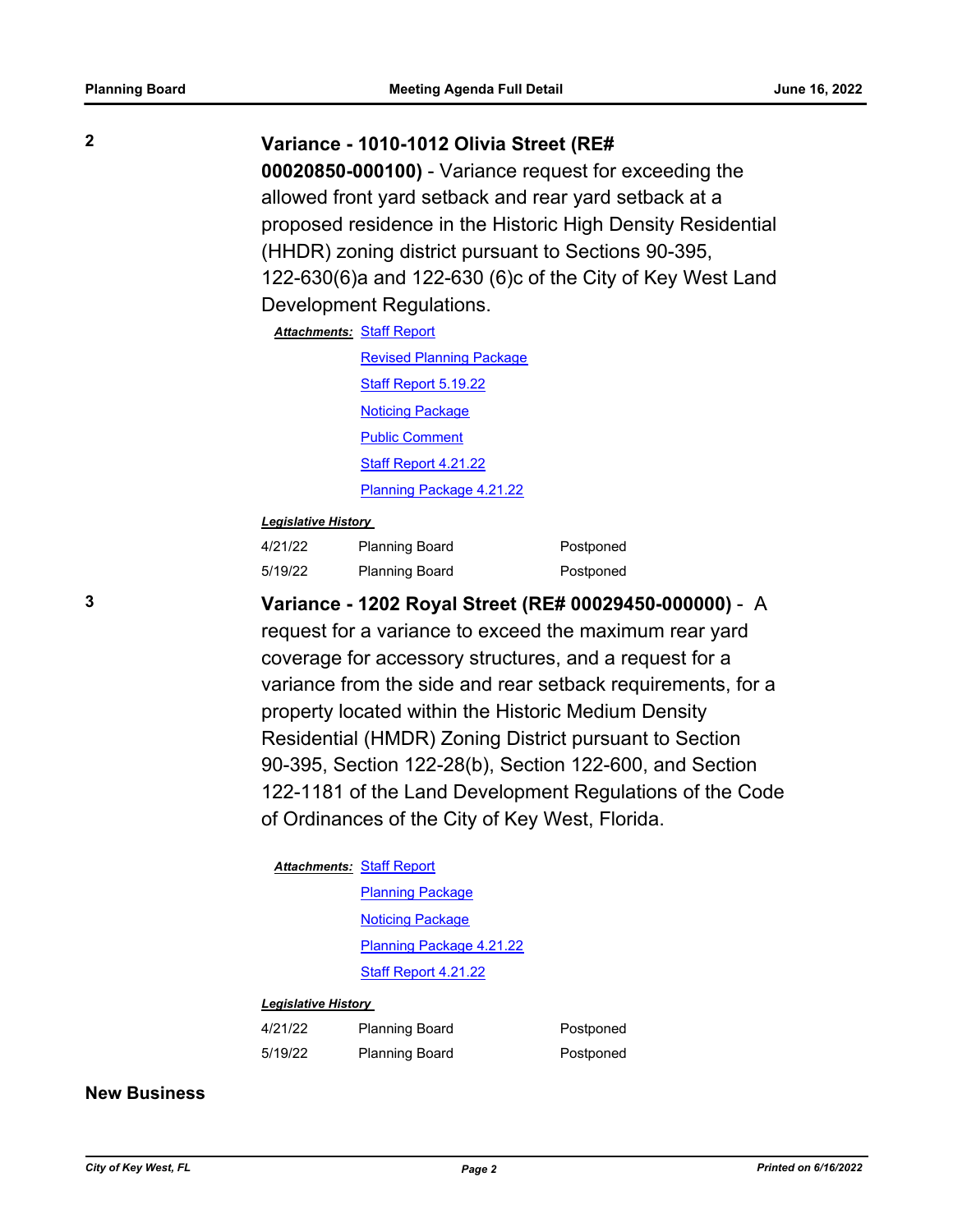**2**

**Variance - 1010-1012 Olivia Street (RE# 00020850-000100)** - Variance request for exceeding the allowed front yard setback and rear yard setback at a proposed residence in the Historic High Density Residential (HHDR) zoning district pursuant to Sections 90-395, 122-630(6)a and 122-630 (6)c of the City of Key West Land Development Regulations.

***Attachments:*** Staff Report
Revised Planning Package
Staff Report 5.19.22
Noticing Package
Public Comment
Staff Report 4.21.22
Planning Package 4.21.22

***Legislative History***

| | | |
|---|---|---|
| 4/21/22 | Planning Board | Postponed |
| 5/19/22 | Planning Board | Postponed |

**3**

**Variance - 1202 Royal Street (RE# 00029450-000000)** - A request for a variance to exceed the maximum rear yard coverage for accessory structures, and a request for a variance from the side and rear setback requirements, for a property located within the Historic Medium Density Residential (HMDR) Zoning District pursuant to Section 90-395, Section 122-28(b), Section 122-600, and Section 122-1181 of the Land Development Regulations of the Code of Ordinances of the City of Key West, Florida.

***Attachments:*** Staff Report
Planning Package
Noticing Package
Planning Package 4.21.22
Staff Report 4.21.22

***Legislative History***

| | | |
|---|---|---|
| 4/21/22 | Planning Board | Postponed |
| 5/19/22 | Planning Board | Postponed |

## New Business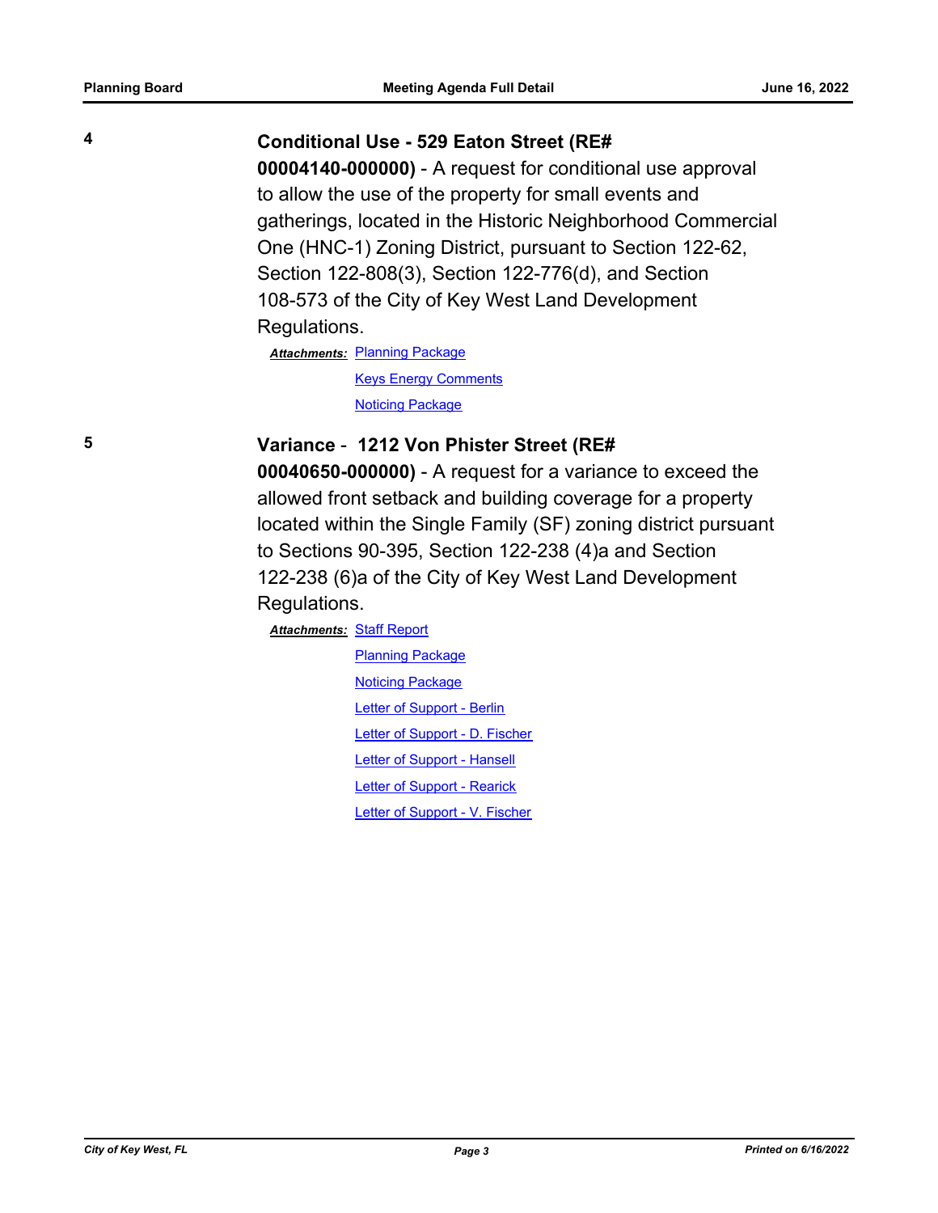4

**Conditional Use - 529 Eaton Street (RE# 00004140-000000)** - A request for conditional use approval to allow the use of the property for small events and gatherings, located in the Historic Neighborhood Commercial One (HNC-1) Zoning District, pursuant to Section 122-62, Section 122-808(3), Section 122-776(d), and Section 108-573 of the City of Key West Land Development Regulations.

***Attachments:*** Planning Package
Keys Energy Comments
Noticing Package

5

**Variance - 1212 Von Phister Street (RE# 00040650-000000)** - A request for a variance to exceed the allowed front setback and building coverage for a property located within the Single Family (SF) zoning district pursuant to Sections 90-395, Section 122-238 (4)a and Section 122-238 (6)a of the City of Key West Land Development Regulations.

***Attachments:*** Staff Report
Planning Package
Noticing Package
Letter of Support - Berlin
Letter of Support - D. Fischer
Letter of Support - Hansell
Letter of Support - Rearick
Letter of Support - V. Fischer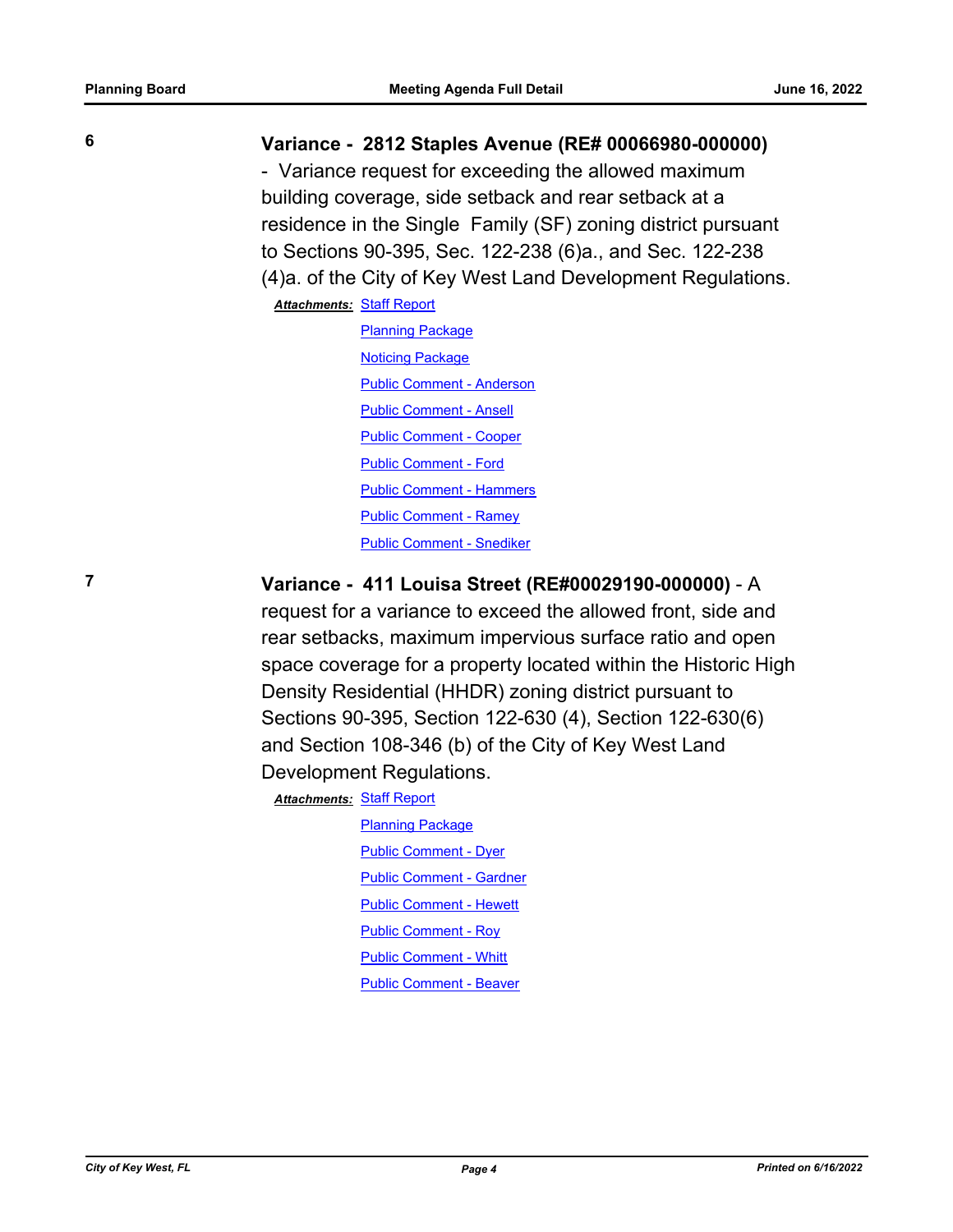**6** **Variance - 2812 Staples Avenue (RE# 00066980-000000)** - Variance request for exceeding the allowed maximum building coverage, side setback and rear setback at a residence in the Single Family (SF) zoning district pursuant to Sections 90-395, Sec. 122-238 (6)a., and Sec. 122-238 (4)a. of the City of Key West Land Development Regulations.

***Attachments:*** Staff Report
Planning Package
Noticing Package
Public Comment - Anderson
Public Comment - Ansell
Public Comment - Cooper
Public Comment - Ford
Public Comment - Hammers
Public Comment - Ramey
Public Comment - Snediker

**7** **Variance - 411 Louisa Street (RE#00029190-000000)** - A request for a variance to exceed the allowed front, side and rear setbacks, maximum impervious surface ratio and open space coverage for a property located within the Historic High Density Residential (HHDR) zoning district pursuant to Sections 90-395, Section 122-630 (4), Section 122-630(6) and Section 108-346 (b) of the City of Key West Land Development Regulations.

***Attachments:*** Staff Report
Planning Package
Public Comment - Dyer
Public Comment - Gardner
Public Comment - Hewett
Public Comment - Roy
Public Comment - Whitt
Public Comment - Beaver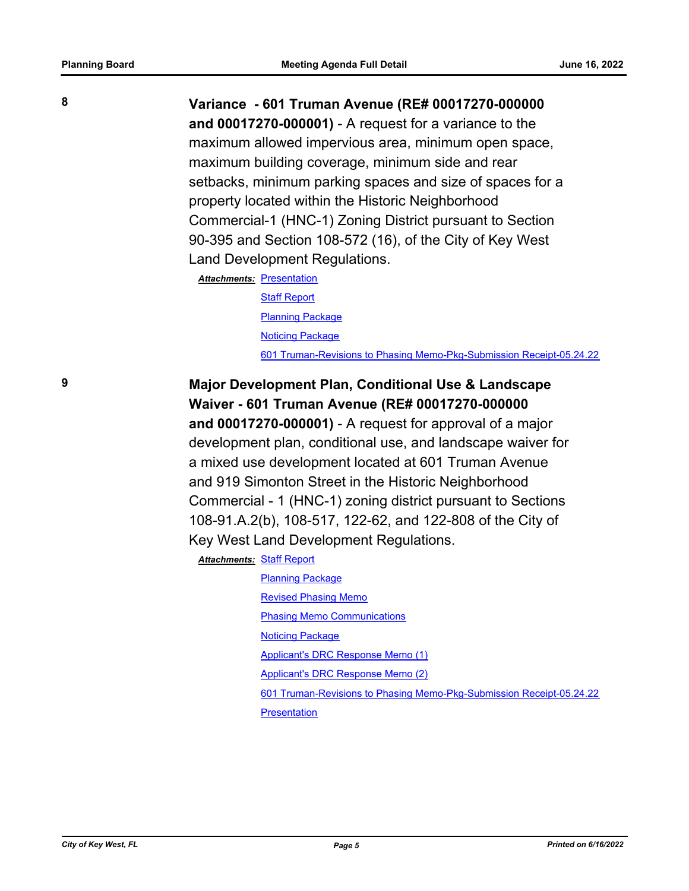**8**

**Variance - 601 Truman Avenue (RE# 00017270-000000 and 00017270-000001)** - A request for a variance to the maximum allowed impervious area, minimum open space, maximum building coverage, minimum side and rear setbacks, minimum parking spaces and size of spaces for a property located within the Historic Neighborhood Commercial-1 (HNC-1) Zoning District pursuant to Section 90-395 and Section 108-572 (16), of the City of Key West Land Development Regulations.

***Attachments:*** Presentation
Staff Report
Planning Package
Noticing Package
601 Truman-Revisions to Phasing Memo-Pkg-Submission Receipt-05.24.22

**9**

**Major Development Plan, Conditional Use & Landscape Waiver - 601 Truman Avenue (RE# 00017270-000000 and 00017270-000001)** - A request for approval of a major development plan, conditional use, and landscape waiver for a mixed use development located at 601 Truman Avenue and 919 Simonton Street in the Historic Neighborhood Commercial - 1 (HNC-1) zoning district pursuant to Sections 108-91.A.2(b), 108-517, 122-62, and 122-808 of the City of Key West Land Development Regulations.

***Attachments:*** Staff Report
Planning Package
Revised Phasing Memo
Phasing Memo Communications
Noticing Package
Applicant's DRC Response Memo (1)
Applicant's DRC Response Memo (2)
601 Truman-Revisions to Phasing Memo-Pkg-Submission Receipt-05.24.22
Presentation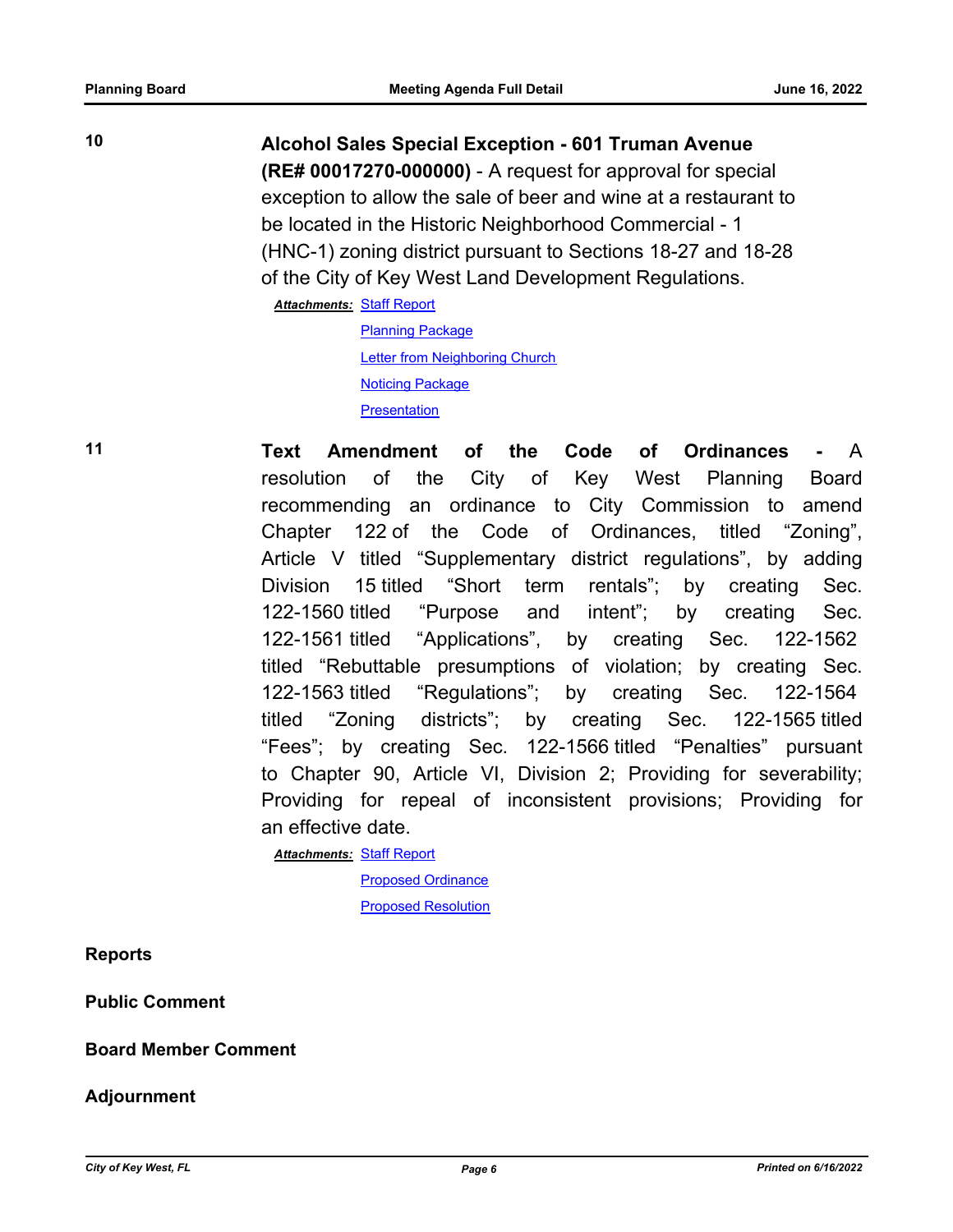**10** **Alcohol Sales Special Exception - 601 Truman Avenue (RE# 00017270-000000)** - A request for approval for special exception to allow the sale of beer and wine at a restaurant to be located in the Historic Neighborhood Commercial - 1 (HNC-1) zoning district pursuant to Sections 18-27 and 18-28 of the City of Key West Land Development Regulations.

***Attachments:*** Staff Report
Planning Package
Letter from Neighboring Church
Noticing Package
Presentation

**11** **Text Amendment of the Code of Ordinances -** A resolution of the City of Key West Planning Board recommending an ordinance to City Commission to amend Chapter 122 of the Code of Ordinances, titled “Zoning”, Article V titled “Supplementary district regulations”, by adding Division 15 titled “Short term rentals”; by creating Sec. 122-1560 titled “Purpose and intent”; by creating Sec. 122-1561 titled “Applications”, by creating Sec. 122-1562 titled “Rebuttable presumptions of violation; by creating Sec. 122-1563 titled “Regulations”; by creating Sec. 122-1564 titled “Zoning districts”; by creating Sec. 122-1565 titled “Fees”; by creating Sec. 122-1566 titled “Penalties” pursuant to Chapter 90, Article VI, Division 2; Providing for severability; Providing for repeal of inconsistent provisions; Providing for an effective date.

***Attachments:*** Staff Report
Proposed Ordinance
Proposed Resolution

## Reports

## Public Comment

## Board Member Comment

## Adjournment